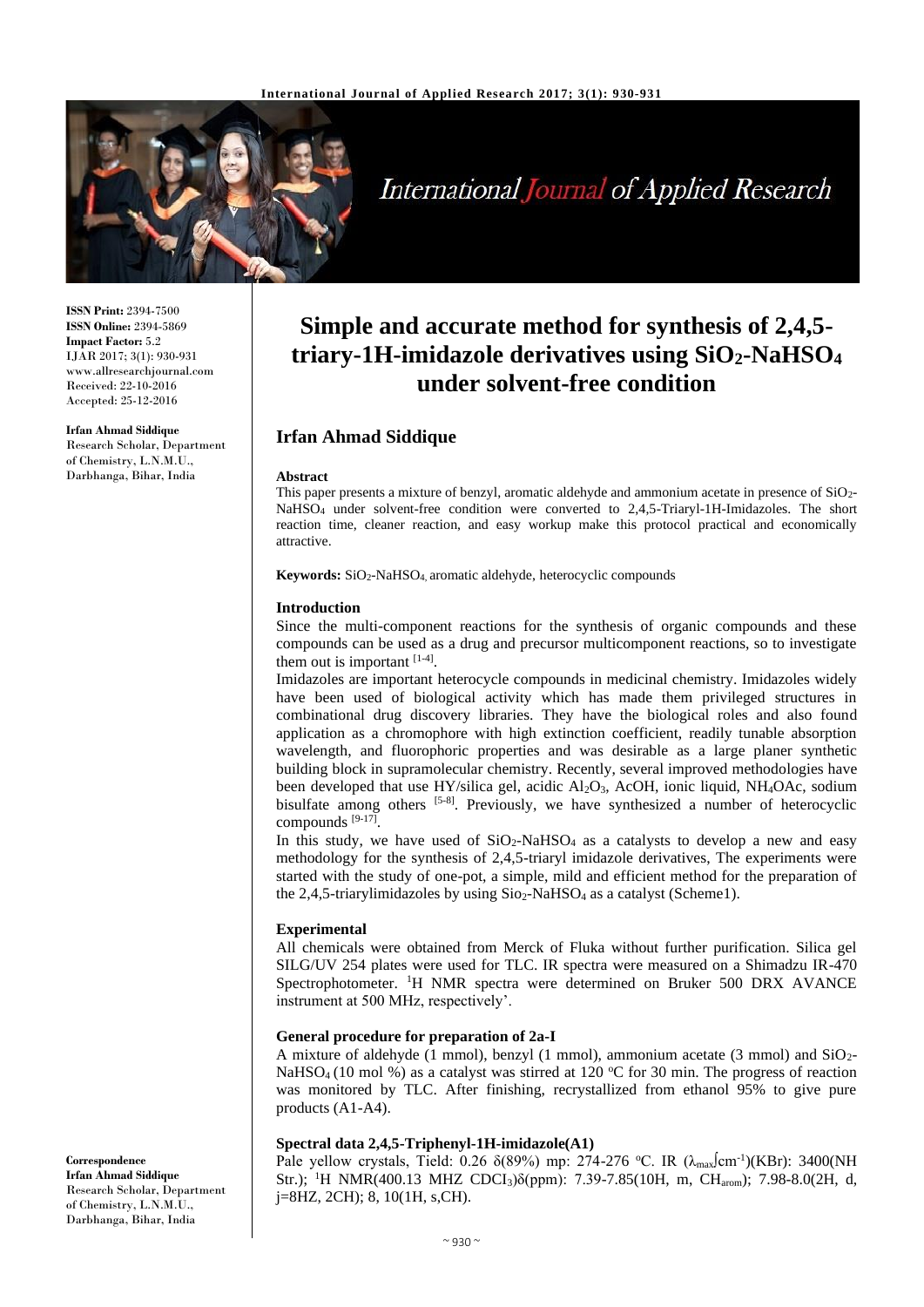# Simple and accurate method for synthesis of 2,4,5-triary-1H-imidazole derivatives using $SiO_2$-$NaHSO_4$ under solvent-free condition

**Irfan Ahmad Siddique**

**ISSN Print:** 2394-7500
**ISSN Online:** 2394-5869
**Impact Factor:** 5.2
IJAR 2017; 3(1): 930-931
www.allresearchjournal.com
Received: 22-10-2016
Accepted: 25-12-2016

**Irfan Ahmad Siddique**
Research Scholar, Department of Chemistry, L.N.M.U., Darbhanga, Bihar, India

**Correspondence**
**Irfan Ahmad Siddique**
Research Scholar, Department of Chemistry, L.N.M.U., Darbhanga, Bihar, India

### Abstract

This paper presents a mixture of benzyl, aromatic aldehyde and ammonium acetate in presence of $SiO_2$-$NaHSO_4$ under solvent-free condition were converted to 2,4,5-Triaryl-1H-Imidazoles. The short reaction time, cleaner reaction, and easy workup make this protocol practical and economically attractive.

**Keywords:** $SiO_2$-$NaHSO_4$, aromatic aldehyde, heterocyclic compounds

### Introduction

Since the multi-component reactions for the synthesis of organic compounds and these compounds can be used as a drug and precursor multicomponent reactions, so to investigate them out is important [1-4].

Imidazoles are important heterocycle compounds in medicinal chemistry. Imidazoles widely have been used of biological activity which has made them privileged structures in combinational drug discovery libraries. They have the biological roles and also found application as a chromophore with high extinction coefficient, readily tunable absorption wavelength, and fluorophoric properties and was desirable as a large planer synthetic building block in supramolecular chemistry. Recently, several improved methodologies have been developed that use HY/silica gel, acidic $Al_2O_3$, AcOH, ionic liquid, $NH_4OAc$, sodium bisulfate among others [5-8]. Previously, we have synthesized a number of heterocyclic compounds [9-17].

In this study, we have used of $SiO_2$-$NaHSO_4$ as a catalysts to develop a new and easy methodology for the synthesis of 2,4,5-triaryl imidazole derivatives, The experiments were started with the study of one-pot, a simple, mild and efficient method for the preparation of the 2,4,5-triarylimidazoles by using $Sio_2$-$NaHSO_4$ as a catalyst (Scheme1).

### Experimental

All chemicals were obtained from Merck of Fluka without further purification. Silica gel SILG/UV 254 plates were used for TLC. IR spectra were measured on a Shimadzu IR-470 Spectrophotometer. $^1$H NMR spectra were determined on Bruker 500 DRX AVANCE instrument at 500 MHz, respectively'.

#### General procedure for preparation of 2a-I

A mixture of aldehyde (1 mmol), benzyl (1 mmol), ammonium acetate (3 mmol) and $SiO_2$-$NaHSO_4$ (10 mol %) as a catalyst was stirred at 120 °C for 30 min. The progress of reaction was monitored by TLC. After finishing, recrystallized from ethanol 95% to give pure products (A1-A4).

#### Spectral data 2,4,5-Triphenyl-1H-imidazole(A1)

Pale yellow crystals, Tield: 0.26 δ(89%) mp: 274-276 °C. IR ($\lambda_{max}$∫cm$^{-1}$)(KBr): 3400(NH Str.); $^1$H NMR(400.13 MHZ $CDCl_3$)δ(ppm): 7.39-7.85(10H, m, $CH_{arom}$); 7.98-8.0(2H, d, j=8HZ, 2CH); 8, 10(1H, s,CH).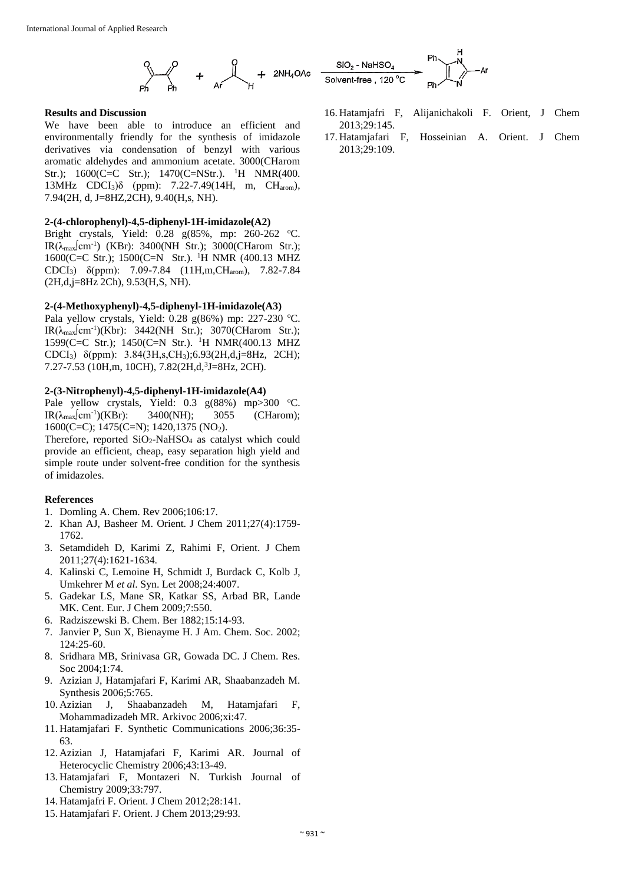Results and Discussion

We have been able to introduce an efficient and environmentally friendly for the synthesis of imidazole derivatives via condensation of benzyl with various aromatic aldehydes and ammonium acetate. 3000(CHarom Str.); 1600(C=C Str.); 1470(C=NStr.). $^{1}$H NMR(400. 13MHz $CDCl_3$)δ (ppm): 7.22-7.49(14H, m, $CH_{arom}$), 7.94(2H, d, J=8HZ,2CH), 9.40(H,s, NH).

**2-(4-chlorophenyl)-4,5-diphenyl-1H-imidazole(A2)**

Bright crystals, Yield: 0.28 g(85%, mp: 260-262 °C. IR($\lambda_{max}$∫cm$^{-1}$) (KBr): 3400(NH Str.); 3000(CHarom Str.); 1600(C=C Str.); 1500(C=N Str.). $^{1}$H NMR (400.13 MHZ $CDCl_3$) δ(ppm): 7.09-7.84 (11H,m,$CH_{arom}$), 7.82-7.84 (2H,d,j=8Hz 2Ch), 9.53(H,S, NH).

**2-(4-Methoxyphenyl)-4,5-diphenyl-1H-imidazole(A3)**

Pala yellow crystals, Yield: 0.28 g(86%) mp: 227-230 °C. IR($\lambda_{max}$∫cm$^{-1}$)(Kbr): 3442(NH Str.); 3070(CHarom Str.); 1599(C=C Str.); 1450(C=N Str.). $^{1}$H NMR(400.13 MHZ $CDCl_3$) δ(ppm): 3.84(3H,s,$CH_3$);6.93(2H,d,j=8Hz, 2CH); 7.27-7.53 (10H,m, 10CH), 7.82(2H,d,$^{3}$J=8Hz, 2CH).

**2-(3-Nitrophenyl)-4,5-diphenyl-1H-imidazole(A4)**

Pale yellow crystals, Yield: 0.3 g(88%) mp>300 °C. IR($\lambda_{max}$∫cm$^{-1}$)(KBr): 3400(NH); 3055 (CHarom); 1600(C=C); 1475(C=N); 1420,1375 ($NO_2$).

Therefore, reported $SiO_2$-$NaHSO_4$ as catalyst which could provide an efficient, cheap, easy separation high yield and simple route under solvent-free condition for the synthesis of imidazoles.

## References

1. Domling A. Chem. Rev 2006;106:17.
2. Khan AJ, Basheer M. Orient. J Chem 2011;27(4):1759-1762.
3. Setamdideh D, Karimi Z, Rahimi F, Orient. J Chem 2011;27(4):1621-1634.
4. Kalinski C, Lemoine H, Schmidt J, Burdack C, Kolb J, Umkehrer M *et al.* Syn. Let 2008;24:4007.
5. Gadekar LS, Mane SR, Katkar SS, Arbad BR, Lande MK. Cent. Eur. J Chem 2009;7:550.
6. Radziszewski B. Chem. Ber 1882;15:14-93.
7. Janvier P, Sun X, Bienayme H. J Am. Chem. Soc. 2002; 124:25-60.
8. Sridhara MB, Srinivasa GR, Gowada DC. J Chem. Res. Soc 2004;1:74.
9. Azizian J, Hatamjafari F, Karimi AR, Shaabanzadeh M. Synthesis 2006;5:765.
10. Azizian J, Shaabanzadeh M, Hatamjafari F, Mohammadizadeh MR. Arkivoc 2006;xi:47.
11. Hatamjafari F. Synthetic Communications 2006;36:35-63.
12. Azizian J, Hatamjafari F, Karimi AR. Journal of Heterocyclic Chemistry 2006;43:13-49.
13. Hatamjafari F, Montazeri N. Turkish Journal of Chemistry 2009;33:797.
14. Hatamjafri F. Orient. J Chem 2012;28:141.
15. Hatamjafari F. Orient. J Chem 2013;29:93.
16. Hatamjafri F, Alijanichakoli F. Orient, J Chem 2013;29:145.
17. Hatamjafari F, Hosseinian A. Orient. J Chem 2013;29:109.